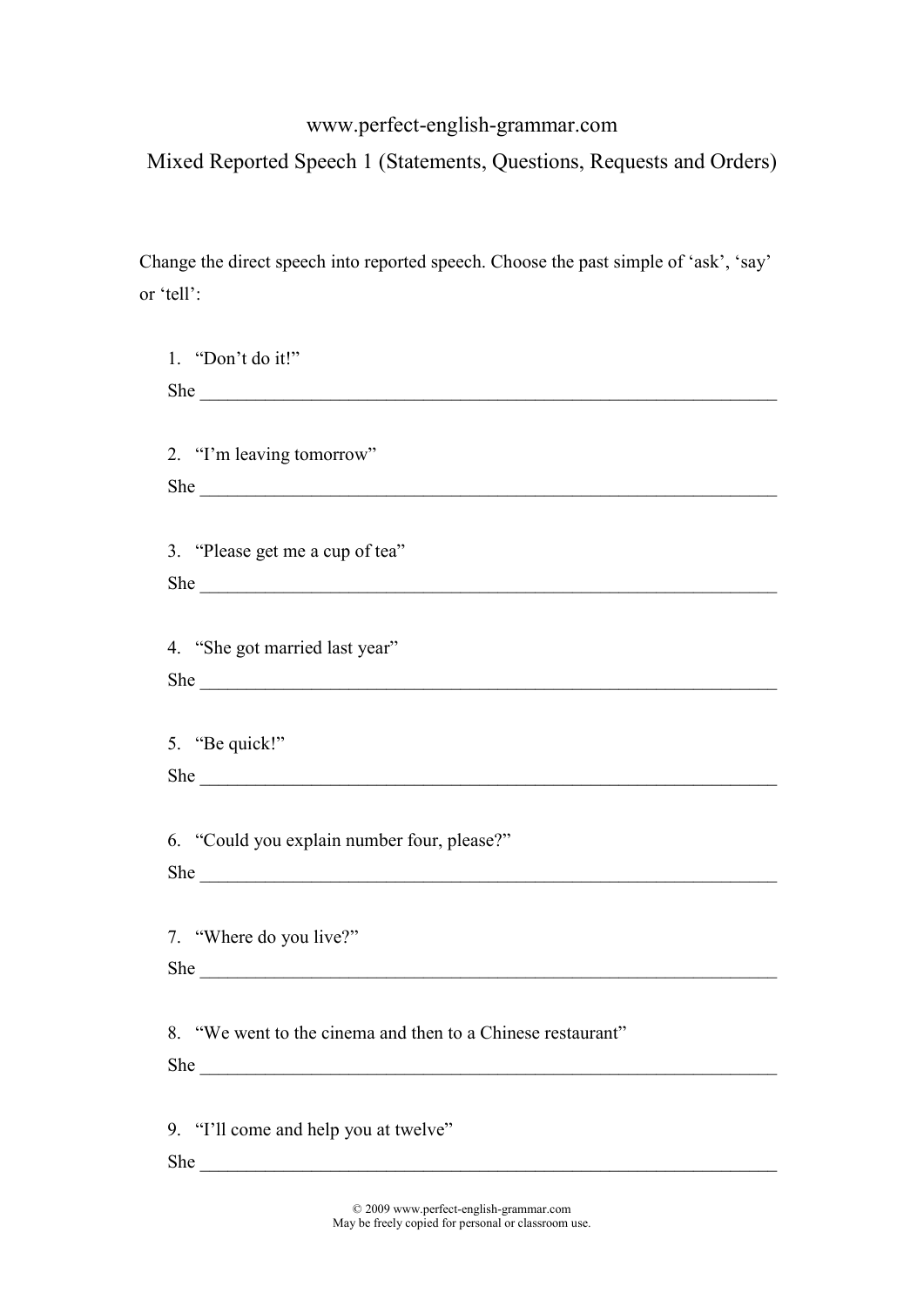www.perfect-english-grammar.com

# Mixed Reported Speech 1 (Statements, Questions, Requests and Orders)

Change the direct speech into reported speech. Choose the past simple of 'ask', 'say' or 'tell':

1. "Don't do it!"
   She ________________________________________________________________

2. "I'm leaving tomorrow"
   She ________________________________________________________________

3. "Please get me a cup of tea"
   She ________________________________________________________________

4. "She got married last year"
   She ________________________________________________________________

5. "Be quick!"
   She ________________________________________________________________

6. "Could you explain number four, please?"
   She ________________________________________________________________

7. "Where do you live?"
   She ________________________________________________________________

8. "We went to the cinema and then to a Chinese restaurant"
   She ________________________________________________________________

9. "I'll come and help you at twelve"
   She ________________________________________________________________

© 2009 www.perfect-english-grammar.com
May be freely copied for personal or classroom use.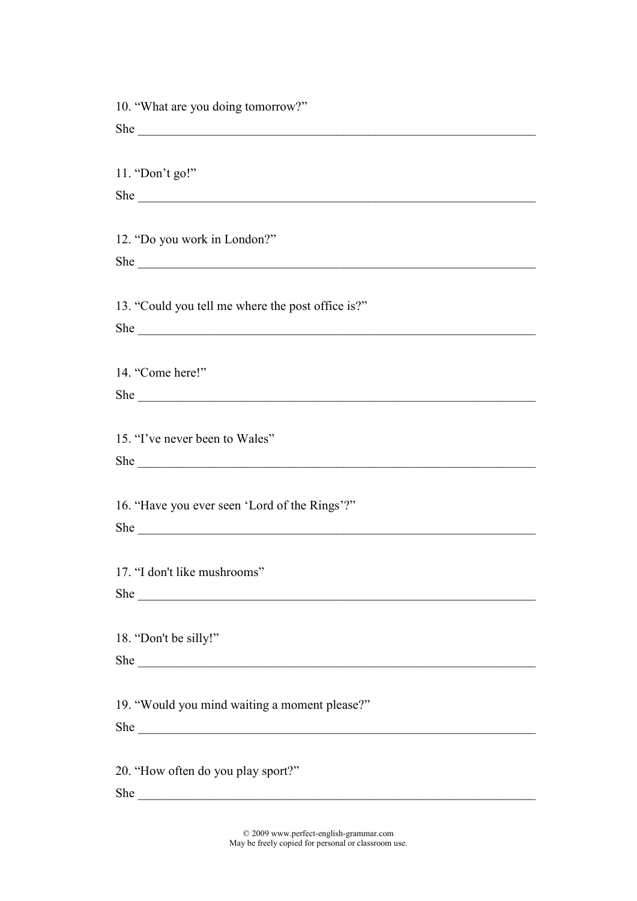10. "What are you doing tomorrow?"

She ________________________________________________________________

11. "Don't go!"

She ________________________________________________________________

12. "Do you work in London?"

She ________________________________________________________________

13. "Could you tell me where the post office is?"

She ________________________________________________________________

14. "Come here!"

She ________________________________________________________________

15. "I've never been to Wales"

She ________________________________________________________________

16. "Have you ever seen 'Lord of the Rings'?"

She ________________________________________________________________

17. "I don't like mushrooms"

She ________________________________________________________________

18. "Don't be silly!"

She ________________________________________________________________

19. "Would you mind waiting a moment please?"

She ________________________________________________________________

20. "How often do you play sport?"

She ________________________________________________________________

© 2009 www.perfect-english-grammar.com
May be freely copied for personal or classroom use.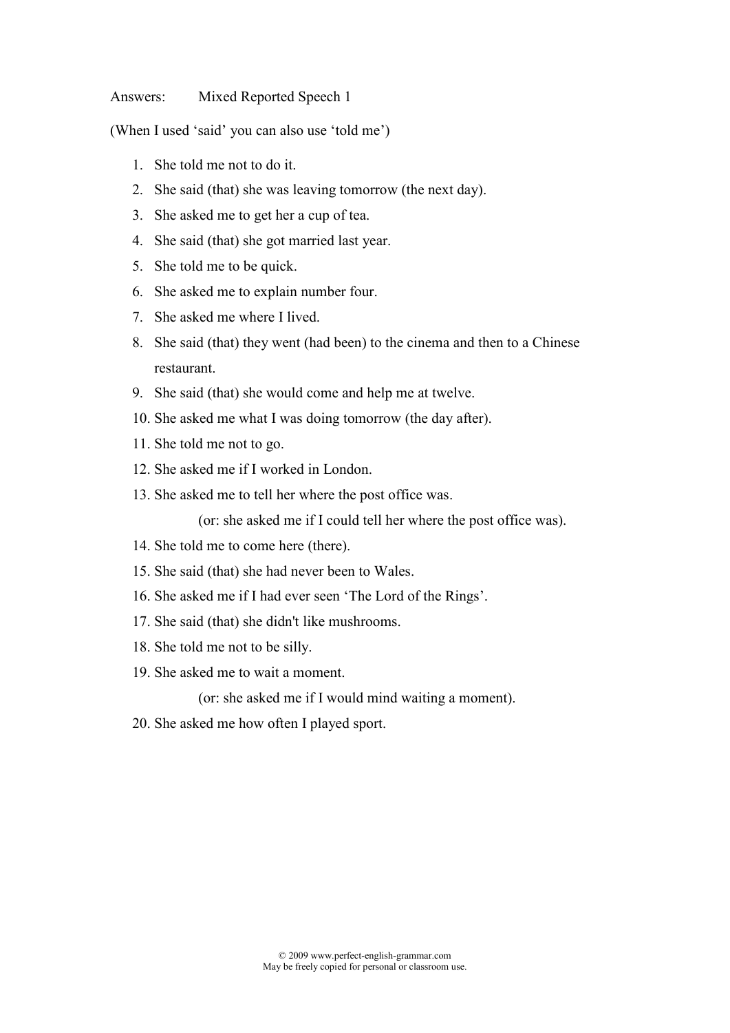Answers: Mixed Reported Speech 1

(When I used 'said' you can also use 'told me')

1. She told me not to do it.
2. She said (that) she was leaving tomorrow (the next day).
3. She asked me to get her a cup of tea.
4. She said (that) she got married last year.
5. She told me to be quick.
6. She asked me to explain number four.
7. She asked me where I lived.
8. She said (that) they went (had been) to the cinema and then to a Chinese restaurant.
9. She said (that) she would come and help me at twelve.
10. She asked me what I was doing tomorrow (the day after).
11. She told me not to go.
12. She asked me if I worked in London.
13. She asked me to tell her where the post office was.

    (or: she asked me if I could tell her where the post office was).
14. She told me to come here (there).
15. She said (that) she had never been to Wales.
16. She asked me if I had ever seen 'The Lord of the Rings'.
17. She said (that) she didn't like mushrooms.
18. She told me not to be silly.
19. She asked me to wait a moment.

    (or: she asked me if I would mind waiting a moment).
20. She asked me how often I played sport.

© 2009 www.perfect-english-grammar.com
May be freely copied for personal or classroom use.